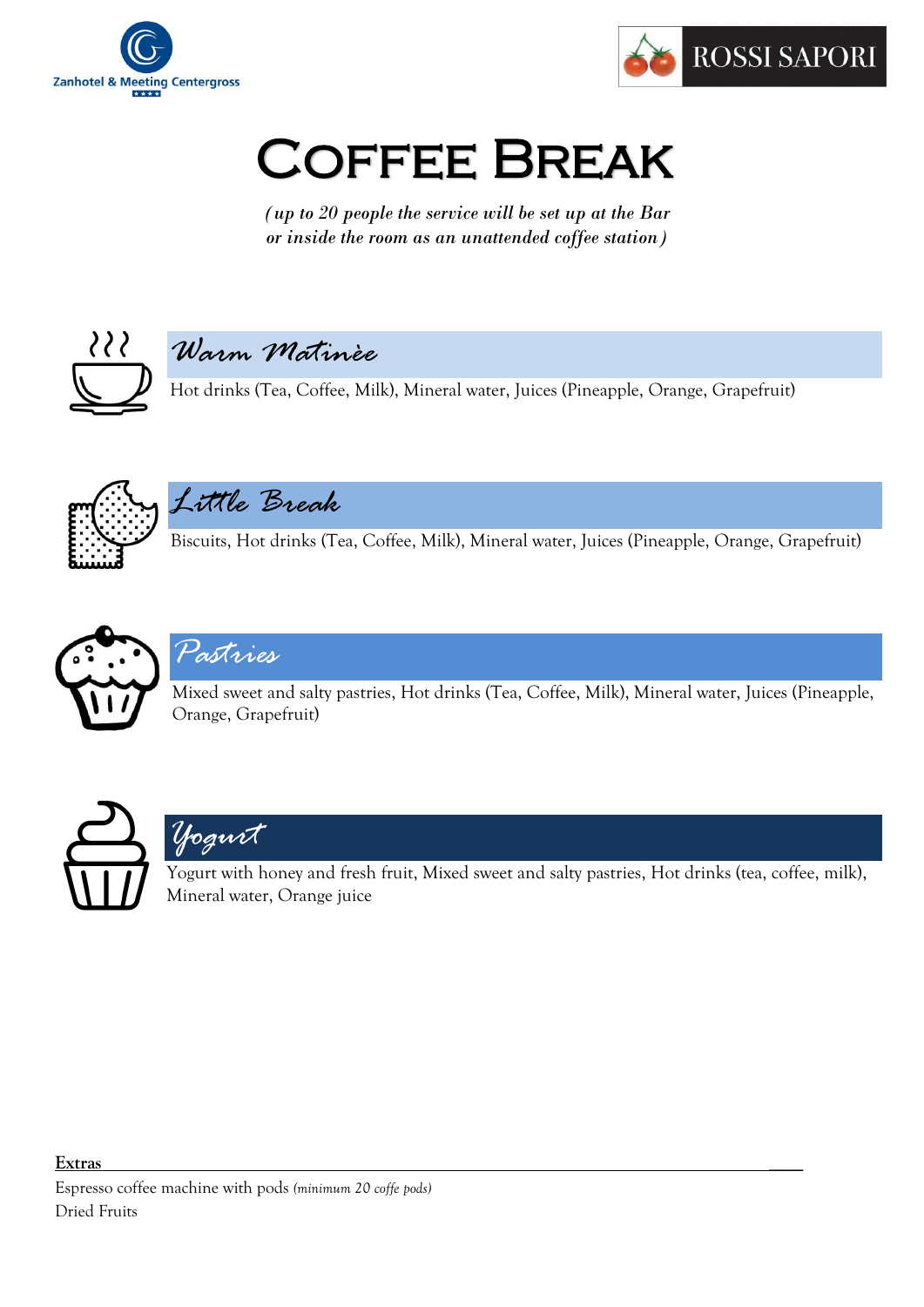Zanhotel & Meeting Centergross

ROSSI SAPORI

# Coffee Break

*(up to 20 people the service will be set up at the Bar or inside the room as an unattended coffee station)*

## Warm Matinèe

Hot drinks (Tea, Coffee, Milk), Mineral water, Juices (Pineapple, Orange, Grapefruit)

## Little Break

Biscuits, Hot drinks (Tea, Coffee, Milk), Mineral water, Juices (Pineapple, Orange, Grapefruit)

## Pastries

Mixed sweet and salty pastries, Hot drinks (Tea, Coffee, Milk), Mineral water, Juices (Pineapple, Orange, Grapefruit)

## Yogurt

Yogurt with honey and fresh fruit, Mixed sweet and salty pastries, Hot drinks (tea, coffee, milk), Mineral water, Orange juice

**Extras**

Espresso coffee machine with pods *(minimum 20 coffe pods)*
Dried Fruits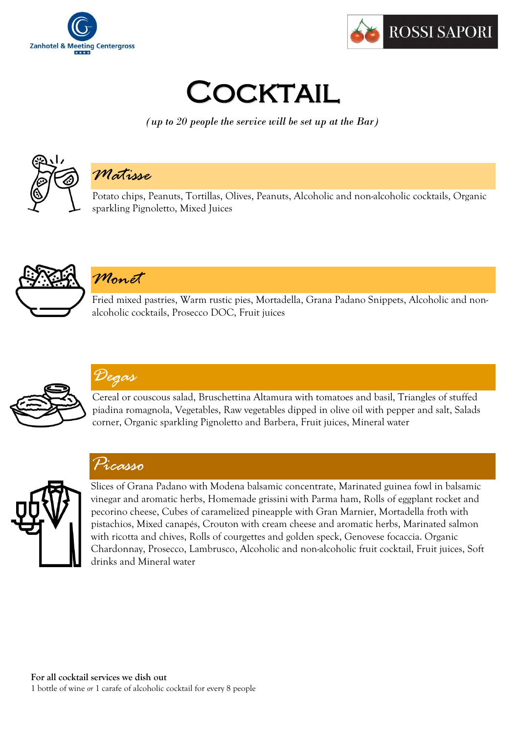# Cocktail

*(up to 20 people the service will be set up at the Bar)*

## Matisse

Potato chips, Peanuts, Tortillas, Olives, Peanuts, Alcoholic and non-alcoholic cocktails, Organic sparkling Pignoletto, Mixed Juices

## Monet

Fried mixed pastries, Warm rustic pies, Mortadella, Grana Padano Snippets, Alcoholic and non-alcoholic cocktails, Prosecco DOC, Fruit juices

## Degas

Cereal or couscous salad, Bruschettina Altamura with tomatoes and basil, Triangles of stuffed piadina romagnola, Vegetables, Raw vegetables dipped in olive oil with pepper and salt, Salads corner, Organic sparkling Pignoletto and Barbera, Fruit juices, Mineral water

## Picasso

Slices of Grana Padano with Modena balsamic concentrate, Marinated guinea fowl in balsamic vinegar and aromatic herbs, Homemade grissini with Parma ham, Rolls of eggplant rocket and pecorino cheese, Cubes of caramelized pineapple with Gran Marnier, Mortadella froth with pistachios, Mixed canapés, Crouton with cream cheese and aromatic herbs, Marinated salmon with ricotta and chives, Rolls of courgettes and golden speck, Genovese focaccia. Organic Chardonnay, Prosecco, Lambrusco, Alcoholic and non-alcoholic fruit cocktail, Fruit juices, Soft drinks and Mineral water

**For all cocktail services we dish out**
1 bottle of wine *or* 1 carafe of alcoholic cocktail for every 8 people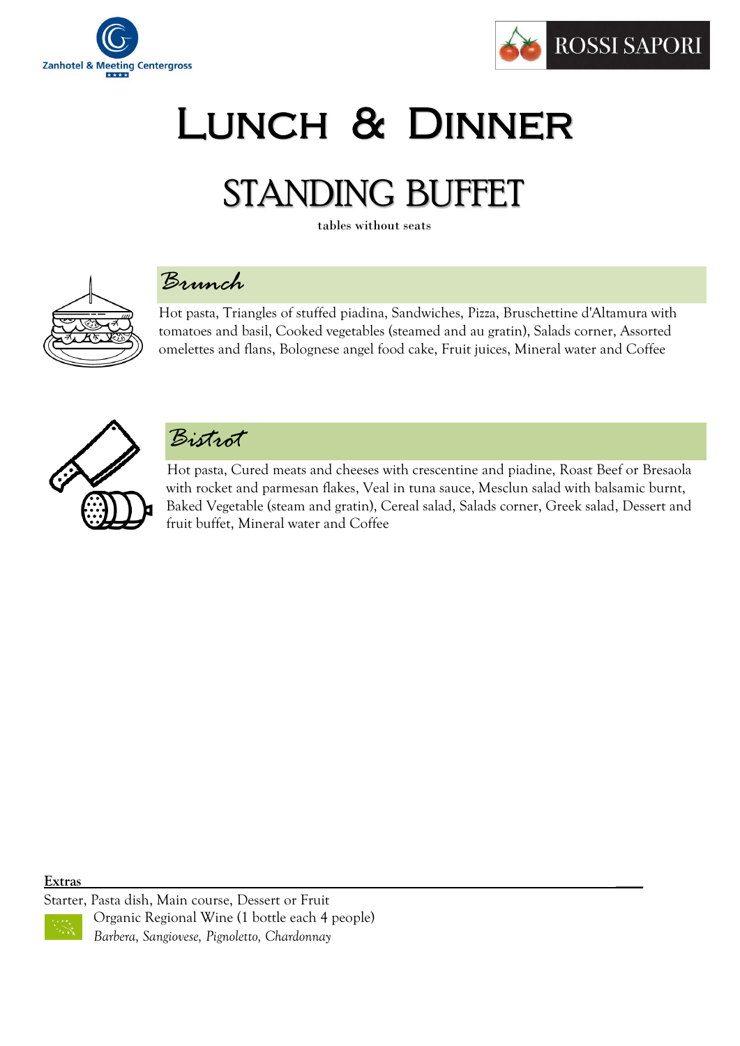Zanhotel & Meeting Centergross

ROSSI SAPORI

# Lunch & Dinner

## STANDING BUFFET

tables without seats

### *Brunch*

Hot pasta, Triangles of stuffed piadina, Sandwiches, Pizza, Bruschettine d'Altamura with tomatoes and basil, Cooked vegetables (steamed and au gratin), Salads corner, Assorted omelettes and flans, Bolognese angel food cake, Fruit juices, Mineral water and Coffee

### *Bistrot*

Hot pasta, Cured meats and cheeses with crescentine and piadine, Roast Beef or Bresaola with rocket and parmesan flakes, Veal in tuna sauce, Mesclun salad with balsamic burnt, Baked Vegetable (steam and gratin), Cereal salad, Salads corner, Greek salad, Dessert and fruit buffet, Mineral water and Coffee

**Extras**

Starter, Pasta dish, Main course, Dessert or Fruit

Organic Regional Wine (1 bottle each 4 people)

*Barbera, Sangiovese, Pignoletto, Chardonnay*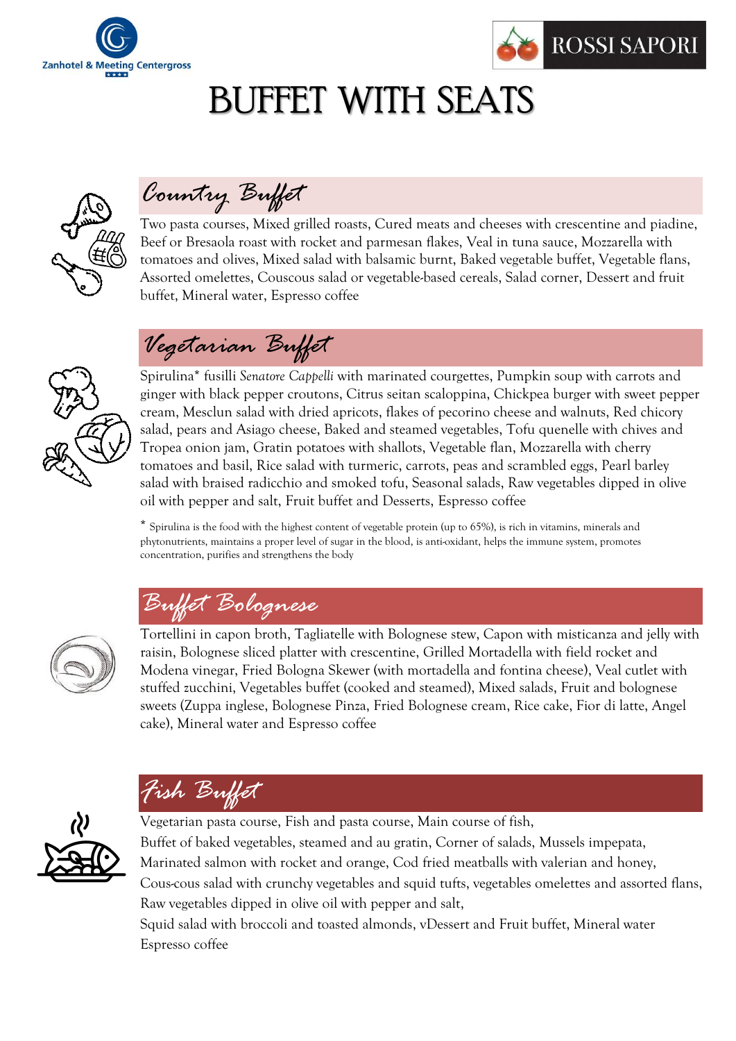# BUFFET WITH SEATS

## Country Buffet

Two pasta courses, Mixed grilled roasts, Cured meats and cheeses with crescentine and piadine, Beef or Bresaola roast with rocket and parmesan flakes, Veal in tuna sauce, Mozzarella with tomatoes and olives, Mixed salad with balsamic burnt, Baked vegetable buffet, Vegetable flans, Assorted omelettes, Couscous salad or vegetable-based cereals, Salad corner, Dessert and fruit buffet, Mineral water, Espresso coffee

## Vegetarian Buffet

Spirulina* fusilli *Senatore Cappelli* with marinated courgettes, Pumpkin soup with carrots and ginger with black pepper croutons, Citrus seitan scaloppina, Chickpea burger with sweet pepper cream, Mesclun salad with dried apricots, flakes of pecorino cheese and walnuts, Red chicory salad, pears and Asiago cheese, Baked and steamed vegetables, Tofu quenelle with chives and Tropea onion jam, Gratin potatoes with shallots, Vegetable flan, Mozzarella with cherry tomatoes and basil, Rice salad with turmeric, carrots, peas and scrambled eggs, Pearl barley salad with braised radicchio and smoked tofu, Seasonal salads, Raw vegetables dipped in olive oil with pepper and salt, Fruit buffet and Desserts, Espresso coffee

\* Spirulina is the food with the highest content of vegetable protein (up to 65%), is rich in vitamins, minerals and phytonutrients, maintains a proper level of sugar in the blood, is anti-oxidant, helps the immune system, promotes concentration, purifies and strengthens the body

## Buffet Bolognese

Tortellini in capon broth, Tagliatelle with Bolognese stew, Capon with misticanza and jelly with raisin, Bolognese sliced platter with crescentine, Grilled Mortadella with field rocket and Modena vinegar, Fried Bologna Skewer (with mortadella and fontina cheese), Veal cutlet with stuffed zucchini, Vegetables buffet (cooked and steamed), Mixed salads, Fruit and bolognese sweets (Zuppa inglese, Bolognese Pinza, Fried Bolognese cream, Rice cake, Fior di latte, Angel cake), Mineral water and Espresso coffee

## Fish Buffet

Vegetarian pasta course, Fish and pasta course, Main course of fish,
Buffet of baked vegetables, steamed and au gratin, Corner of salads, Mussels impepata,
Marinated salmon with rocket and orange, Cod fried meatballs with valerian and honey,
Cous-cous salad with crunchy vegetables and squid tufts, vegetables omelettes and assorted flans,
Raw vegetables dipped in olive oil with pepper and salt,
Squid salad with broccoli and toasted almonds, vDessert and Fruit buffet, Mineral water
Espresso coffee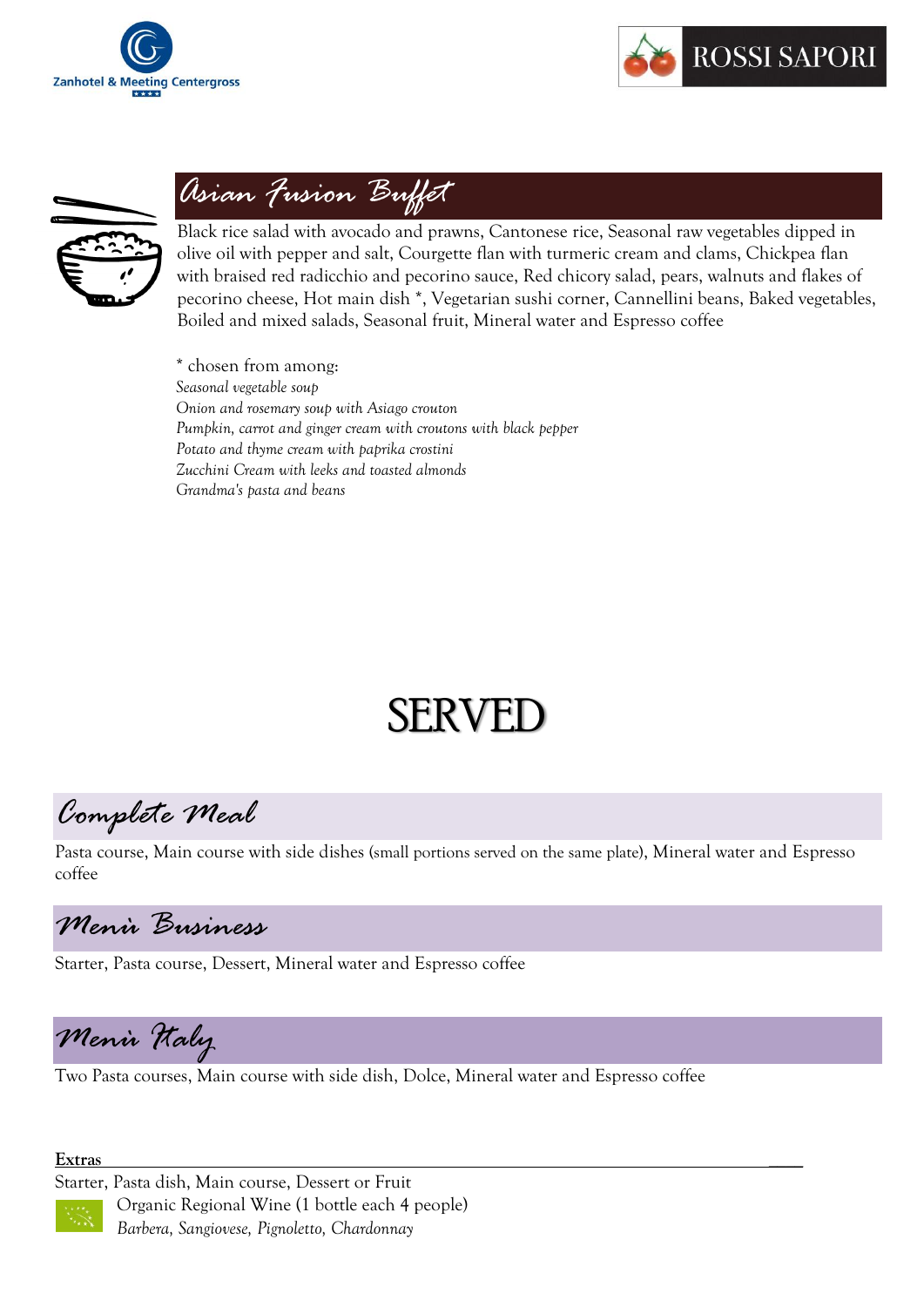## Asian Fusion Buffet

Black rice salad with avocado and prawns, Cantonese rice, Seasonal raw vegetables dipped in olive oil with pepper and salt, Courgette flan with turmeric cream and clams, Chickpea flan with braised red radicchio and pecorino sauce, Red chicory salad, pears, walnuts and flakes of pecorino cheese, Hot main dish *, Vegetarian sushi corner, Cannellini beans, Baked vegetables, Boiled and mixed salads, Seasonal fruit, Mineral water and Espresso coffee

* chosen from among:
*Seasonal vegetable soup*
*Onion and rosemary soup with Asiago crouton*
*Pumpkin, carrot and ginger cream with croutons with black pepper*
*Potato and thyme cream with paprika crostini*
*Zucchini Cream with leeks and toasted almonds*
*Grandma's pasta and beans*

# SERVED

## Complete Meal

Pasta course, Main course with side dishes (small portions served on the same plate), Mineral water and Espresso coffee

## Menù Business

Starter, Pasta course, Dessert, Mineral water and Espresso coffee

## Menù Italy

Two Pasta courses, Main course with side dish, Dolce, Mineral water and Espresso coffee

**Extras**

Starter, Pasta dish, Main course, Dessert or Fruit
Organic Regional Wine (1 bottle each 4 people)
*Barbera, Sangiovese, Pignoletto, Chardonnay*